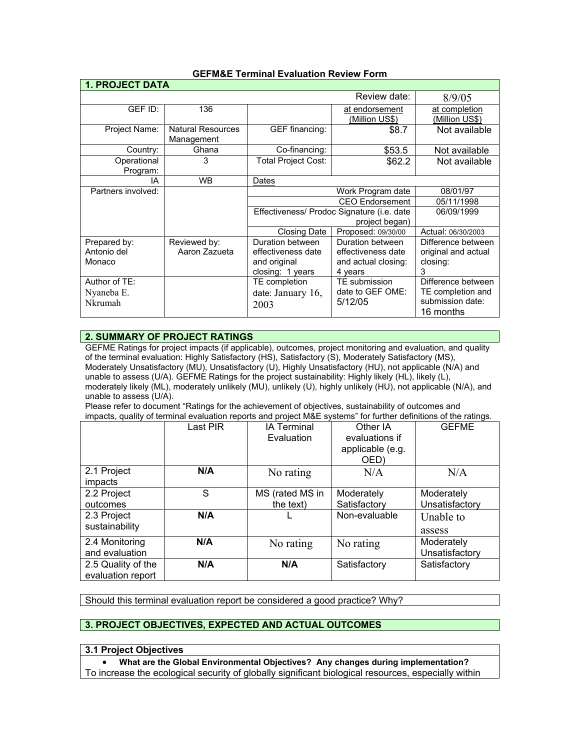**GEFM&E Terminal Evaluation Review Form**

| **1. PROJECT DATA** | | | | |
|---|---|---|---|---|
| | | | Review date: | 8/9/05 |
| GEF ID: | 136 | | at endorsement (Million US$) | at completion (Million US$) |
| Project Name: | Natural Resources Management | GEF financing: | $8.7 | Not available |
| Country: | Ghana | Co-financing: | $53.5 | Not available |
| Operational Program: | 3 | Total Project Cost: | $62.2 | Not available |
| IA | WB | Dates | | |
| Partners involved: | | | Work Program date | 08/01/97 |
| | | | CEO Endorsement | 05/11/1998 |
| | | | Effectiveness/ Prodoc Signature (i.e. date project began) | 06/09/1999 |
| | | | Closing Date Proposed: 09/30/00 | Actual: 06/30/2003 |
| Prepared by: Antonio del Monaco | Reviewed by: Aaron Zazueta | Duration between effectiveness date and original closing: 1 years | Duration between effectiveness date and actual closing: 4 years | Difference between original and actual closing: 3 |
| Author of TE: Nyaneba E. Nkrumah | | TE completion date: January 16, 2003 | TE submission date to GEF OME: 5/12/05 | Difference between TE completion and submission date: 16 months |

## 2. SUMMARY OF PROJECT RATINGS

GEFME Ratings for project impacts (if applicable), outcomes, project monitoring and evaluation, and quality of the terminal evaluation: Highly Satisfactory (HS), Satisfactory (S), Moderately Satisfactory (MS), Moderately Unsatisfactory (MU), Unsatisfactory (U), Highly Unsatisfactory (HU), not applicable (N/A) and unable to assess (U/A). GEFME Ratings for the project sustainability: Highly likely (HL), likely (L), moderately likely (ML), moderately unlikely (MU), unlikely (U), highly unlikely (HU), not applicable (N/A), and unable to assess (U/A).

Please refer to document "Ratings for the achievement of objectives, sustainability of outcomes and impacts, quality of terminal evaluation reports and project M&E systems" for further definitions of the ratings.

| | Last PIR | IA Terminal Evaluation | Other IA evaluations if applicable (e.g. OED) | GEFME |
|---|---|---|---|---|
| 2.1 Project impacts | **N/A** | No rating | N/A | N/A |
| 2.2 Project outcomes | S | MS (rated MS in the text) | Moderately Satisfactory | Moderately Unsatisfactory |
| 2.3 Project sustainability | **N/A** | L | Non-evaluable | Unable to assess |
| 2.4 Monitoring and evaluation | **N/A** | No rating | No rating | Moderately Unsatisfactory |
| 2.5 Quality of the evaluation report | **N/A** | **N/A** | Satisfactory | Satisfactory |

Should this terminal evaluation report be considered a good practice? Why?

## 3. PROJECT OBJECTIVES, EXPECTED AND ACTUAL OUTCOMES

### 3.1 Project Objectives

- **What are the Global Environmental Objectives? Any changes during implementation?**

To increase the ecological security of globally significant biological resources, especially within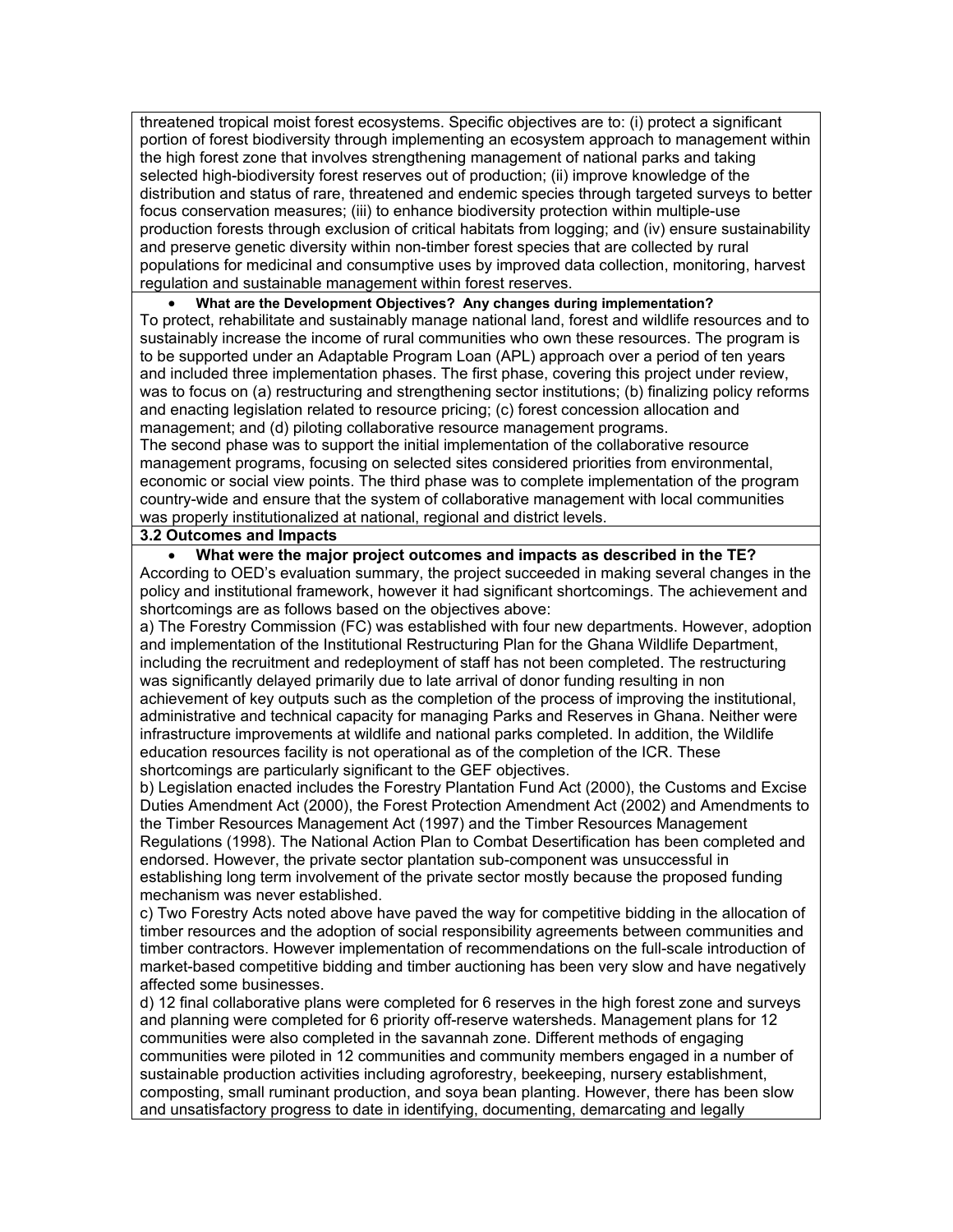threatened tropical moist forest ecosystems. Specific objectives are to: (i) protect a significant portion of forest biodiversity through implementing an ecosystem approach to management within the high forest zone that involves strengthening management of national parks and taking selected high-biodiversity forest reserves out of production; (ii) improve knowledge of the distribution and status of rare, threatened and endemic species through targeted surveys to better focus conservation measures; (iii) to enhance biodiversity protection within multiple-use production forests through exclusion of critical habitats from logging; and (iv) ensure sustainability and preserve genetic diversity within non-timber forest species that are collected by rural populations for medicinal and consumptive uses by improved data collection, monitoring, harvest regulation and sustainable management within forest reserves.

- **What are the Development Objectives? Any changes during implementation?**

To protect, rehabilitate and sustainably manage national land, forest and wildlife resources and to sustainably increase the income of rural communities who own these resources. The program is to be supported under an Adaptable Program Loan (APL) approach over a period of ten years and included three implementation phases. The first phase, covering this project under review, was to focus on (a) restructuring and strengthening sector institutions; (b) finalizing policy reforms and enacting legislation related to resource pricing; (c) forest concession allocation and management; and (d) piloting collaborative resource management programs.
The second phase was to support the initial implementation of the collaborative resource management programs, focusing on selected sites considered priorities from environmental, economic or social view points. The third phase was to complete implementation of the program country-wide and ensure that the system of collaborative management with local communities was properly institutionalized at national, regional and district levels.

**3.2 Outcomes and Impacts**

- **What were the major project outcomes and impacts as described in the TE?**

According to OED's evaluation summary, the project succeeded in making several changes in the policy and institutional framework, however it had significant shortcomings. The achievement and shortcomings are as follows based on the objectives above:

a) The Forestry Commission (FC) was established with four new departments. However, adoption and implementation of the Institutional Restructuring Plan for the Ghana Wildlife Department, including the recruitment and redeployment of staff has not been completed. The restructuring was significantly delayed primarily due to late arrival of donor funding resulting in non achievement of key outputs such as the completion of the process of improving the institutional, administrative and technical capacity for managing Parks and Reserves in Ghana. Neither were infrastructure improvements at wildlife and national parks completed. In addition, the Wildlife education resources facility is not operational as of the completion of the ICR. These shortcomings are particularly significant to the GEF objectives.

b) Legislation enacted includes the Forestry Plantation Fund Act (2000), the Customs and Excise Duties Amendment Act (2000), the Forest Protection Amendment Act (2002) and Amendments to the Timber Resources Management Act (1997) and the Timber Resources Management Regulations (1998). The National Action Plan to Combat Desertification has been completed and endorsed. However, the private sector plantation sub-component was unsuccessful in establishing long term involvement of the private sector mostly because the proposed funding mechanism was never established.

c) Two Forestry Acts noted above have paved the way for competitive bidding in the allocation of timber resources and the adoption of social responsibility agreements between communities and timber contractors. However implementation of recommendations on the full-scale introduction of market-based competitive bidding and timber auctioning has been very slow and have negatively affected some businesses.

d) 12 final collaborative plans were completed for 6 reserves in the high forest zone and surveys and planning were completed for 6 priority off-reserve watersheds. Management plans for 12 communities were also completed in the savannah zone. Different methods of engaging communities were piloted in 12 communities and community members engaged in a number of sustainable production activities including agroforestry, beekeeping, nursery establishment, composting, small ruminant production, and soya bean planting. However, there has been slow and unsatisfactory progress to date in identifying, documenting, demarcating and legally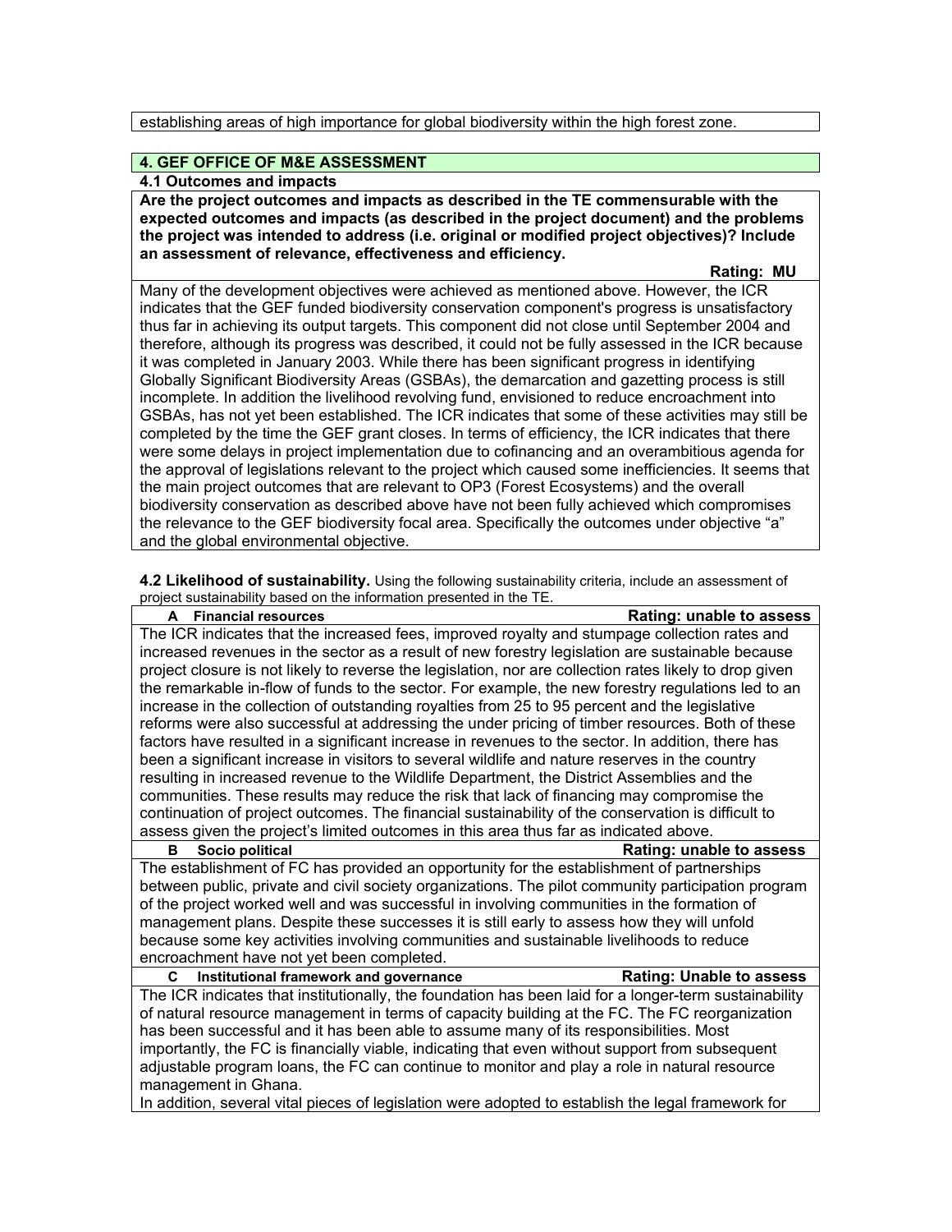establishing areas of high importance for global biodiversity within the high forest zone.

## 4. GEF OFFICE OF M&E ASSESSMENT

### 4.1 Outcomes and impacts

**Are the project outcomes and impacts as described in the TE commensurable with the expected outcomes and impacts (as described in the project document) and the problems the project was intended to address (i.e. original or modified project objectives)? Include an assessment of relevance, effectiveness and efficiency.**

**Rating: MU**

Many of the development objectives were achieved as mentioned above. However, the ICR indicates that the GEF funded biodiversity conservation component's progress is unsatisfactory thus far in achieving its output targets. This component did not close until September 2004 and therefore, although its progress was described, it could not be fully assessed in the ICR because it was completed in January 2003. While there has been significant progress in identifying Globally Significant Biodiversity Areas (GSBAs), the demarcation and gazetting process is still incomplete. In addition the livelihood revolving fund, envisioned to reduce encroachment into GSBAs, has not yet been established. The ICR indicates that some of these activities may still be completed by the time the GEF grant closes. In terms of efficiency, the ICR indicates that there were some delays in project implementation due to cofinancing and an overambitious agenda for the approval of legislations relevant to the project which caused some inefficiencies. It seems that the main project outcomes that are relevant to OP3 (Forest Ecosystems) and the overall biodiversity conservation as described above have not been fully achieved which compromises the relevance to the GEF biodiversity focal area. Specifically the outcomes under objective "a" and the global environmental objective.

**4.2 Likelihood of sustainability.** Using the following sustainability criteria, include an assessment of project sustainability based on the information presented in the TE.

**A Financial resources** — **Rating: unable to assess**

The ICR indicates that the increased fees, improved royalty and stumpage collection rates and increased revenues in the sector as a result of new forestry legislation are sustainable because project closure is not likely to reverse the legislation, nor are collection rates likely to drop given the remarkable in-flow of funds to the sector. For example, the new forestry regulations led to an increase in the collection of outstanding royalties from 25 to 95 percent and the legislative reforms were also successful at addressing the under pricing of timber resources. Both of these factors have resulted in a significant increase in revenues to the sector. In addition, there has been a significant increase in visitors to several wildlife and nature reserves in the country resulting in increased revenue to the Wildlife Department, the District Assemblies and the communities. These results may reduce the risk that lack of financing may compromise the continuation of project outcomes. The financial sustainability of the conservation is difficult to assess given the project's limited outcomes in this area thus far as indicated above.

**B Socio political** — **Rating: unable to assess**

The establishment of FC has provided an opportunity for the establishment of partnerships between public, private and civil society organizations. The pilot community participation program of the project worked well and was successful in involving communities in the formation of management plans. Despite these successes it is still early to assess how they will unfold because some key activities involving communities and sustainable livelihoods to reduce encroachment have not yet been completed.

**C Institutional framework and governance** — **Rating: Unable to assess**

The ICR indicates that institutionally, the foundation has been laid for a longer-term sustainability of natural resource management in terms of capacity building at the FC. The FC reorganization has been successful and it has been able to assume many of its responsibilities. Most importantly, the FC is financially viable, indicating that even without support from subsequent adjustable program loans, the FC can continue to monitor and play a role in natural resource management in Ghana.

In addition, several vital pieces of legislation were adopted to establish the legal framework for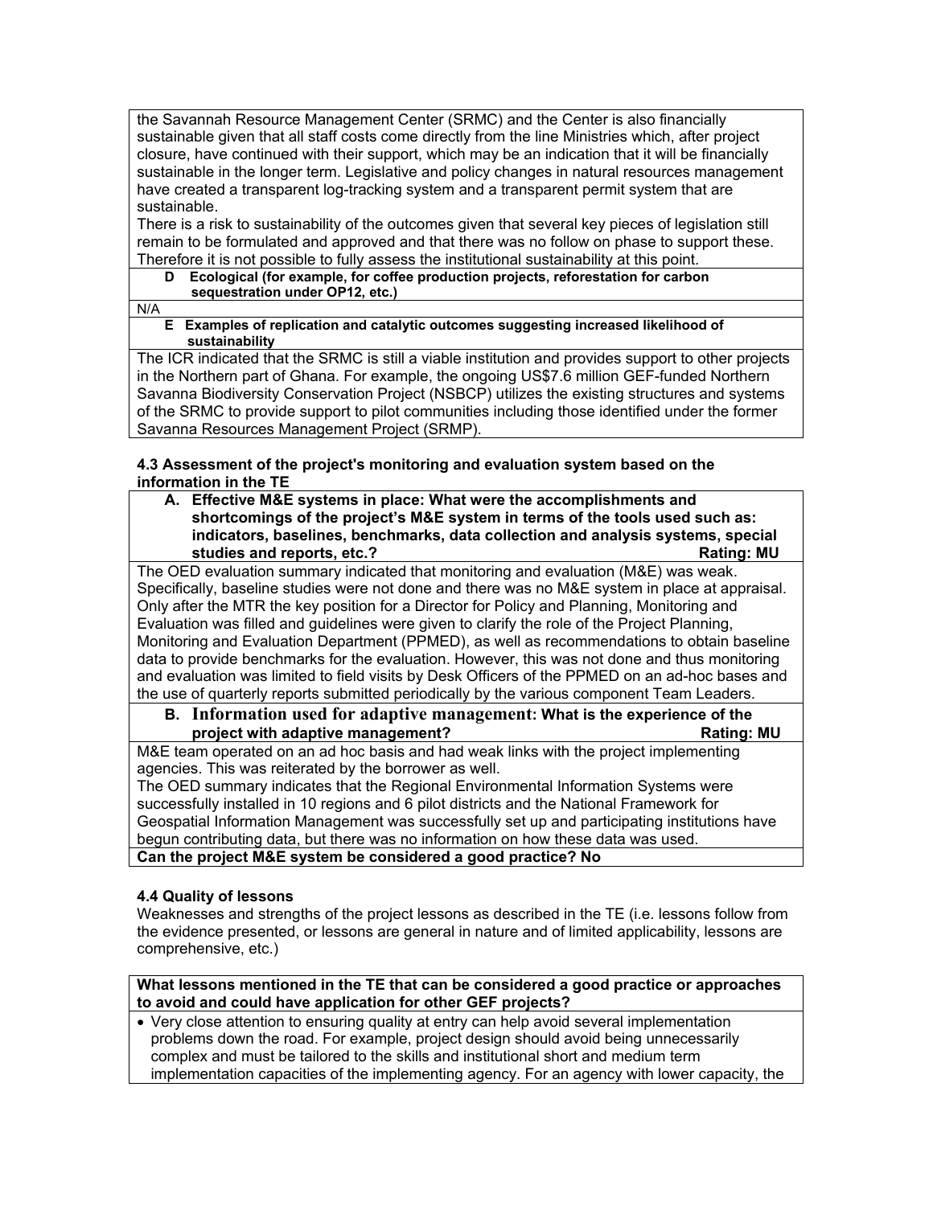the Savannah Resource Management Center (SRMC) and the Center is also financially sustainable given that all staff costs come directly from the line Ministries which, after project closure, have continued with their support, which may be an indication that it will be financially sustainable in the longer term. Legislative and policy changes in natural resources management have created a transparent log-tracking system and a transparent permit system that are sustainable.

There is a risk to sustainability of the outcomes given that several key pieces of legislation still remain to be formulated and approved and that there was no follow on phase to support these. Therefore it is not possible to fully assess the institutional sustainability at this point.

**D Ecological (for example, for coffee production projects, reforestation for carbon sequestration under OP12, etc.)**

N/A

**E Examples of replication and catalytic outcomes suggesting increased likelihood of sustainability**

The ICR indicated that the SRMC is still a viable institution and provides support to other projects in the Northern part of Ghana. For example, the ongoing US$7.6 million GEF-funded Northern Savanna Biodiversity Conservation Project (NSBCP) utilizes the existing structures and systems of the SRMC to provide support to pilot communities including those identified under the former Savanna Resources Management Project (SRMP).

**4.3 Assessment of the project's monitoring and evaluation system based on the information in the TE**

**A. Effective M&E systems in place: What were the accomplishments and shortcomings of the project's M&E system in terms of the tools used such as: indicators, baselines, benchmarks, data collection and analysis systems, special studies and reports, etc.? Rating: MU**

The OED evaluation summary indicated that monitoring and evaluation (M&E) was weak. Specifically, baseline studies were not done and there was no M&E system in place at appraisal. Only after the MTR the key position for a Director for Policy and Planning, Monitoring and Evaluation was filled and guidelines were given to clarify the role of the Project Planning, Monitoring and Evaluation Department (PPMED), as well as recommendations to obtain baseline data to provide benchmarks for the evaluation. However, this was not done and thus monitoring and evaluation was limited to field visits by Desk Officers of the PPMED on an ad-hoc bases and the use of quarterly reports submitted periodically by the various component Team Leaders.

**B. Information used for adaptive management: What is the experience of the project with adaptive management? Rating: MU**

M&E team operated on an ad hoc basis and had weak links with the project implementing agencies. This was reiterated by the borrower as well.

The OED summary indicates that the Regional Environmental Information Systems were successfully installed in 10 regions and 6 pilot districts and the National Framework for Geospatial Information Management was successfully set up and participating institutions have begun contributing data, but there was no information on how these data was used.

**Can the project M&E system be considered a good practice? No**

**4.4 Quality of lessons**

Weaknesses and strengths of the project lessons as described in the TE (i.e. lessons follow from the evidence presented, or lessons are general in nature and of limited applicability, lessons are comprehensive, etc.)

**What lessons mentioned in the TE that can be considered a good practice or approaches to avoid and could have application for other GEF projects?**

- Very close attention to ensuring quality at entry can help avoid several implementation problems down the road. For example, project design should avoid being unnecessarily complex and must be tailored to the skills and institutional short and medium term implementation capacities of the implementing agency. For an agency with lower capacity, the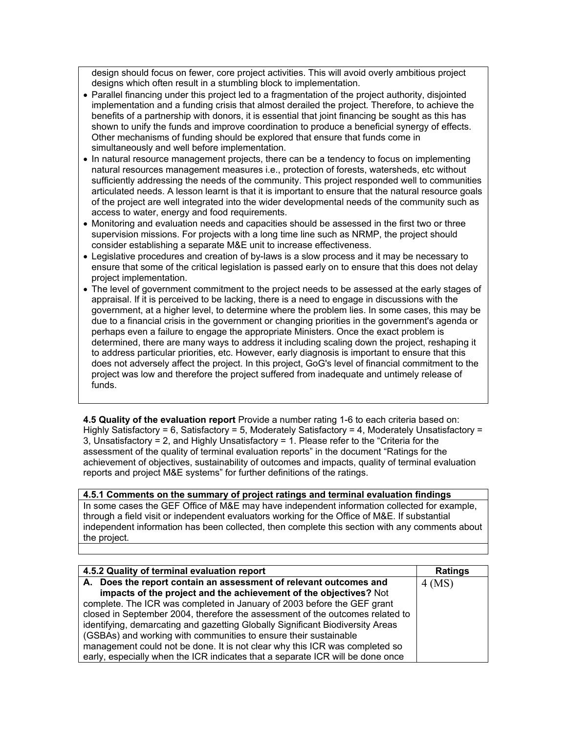design should focus on fewer, core project activities. This will avoid overly ambitious project designs which often result in a stumbling block to implementation.

- Parallel financing under this project led to a fragmentation of the project authority, disjointed implementation and a funding crisis that almost derailed the project. Therefore, to achieve the benefits of a partnership with donors, it is essential that joint financing be sought as this has shown to unify the funds and improve coordination to produce a beneficial synergy of effects. Other mechanisms of funding should be explored that ensure that funds come in simultaneously and well before implementation.
- In natural resource management projects, there can be a tendency to focus on implementing natural resources management measures i.e., protection of forests, watersheds, etc without sufficiently addressing the needs of the community. This project responded well to communities articulated needs. A lesson learnt is that it is important to ensure that the natural resource goals of the project are well integrated into the wider developmental needs of the community such as access to water, energy and food requirements.
- Monitoring and evaluation needs and capacities should be assessed in the first two or three supervision missions. For projects with a long time line such as NRMP, the project should consider establishing a separate M&E unit to increase effectiveness.
- Legislative procedures and creation of by-laws is a slow process and it may be necessary to ensure that some of the critical legislation is passed early on to ensure that this does not delay project implementation.
- The level of government commitment to the project needs to be assessed at the early stages of appraisal. If it is perceived to be lacking, there is a need to engage in discussions with the government, at a higher level, to determine where the problem lies. In some cases, this may be due to a financial crisis in the government or changing priorities in the government's agenda or perhaps even a failure to engage the appropriate Ministers. Once the exact problem is determined, there are many ways to address it including scaling down the project, reshaping it to address particular priorities, etc. However, early diagnosis is important to ensure that this does not adversely affect the project. In this project, GoG's level of financial commitment to the project was low and therefore the project suffered from inadequate and untimely release of funds.

**4.5 Quality of the evaluation report** Provide a number rating 1-6 to each criteria based on: Highly Satisfactory = 6, Satisfactory = 5, Moderately Satisfactory = 4, Moderately Unsatisfactory = 3, Unsatisfactory = 2, and Highly Unsatisfactory = 1. Please refer to the "Criteria for the assessment of the quality of terminal evaluation reports" in the document "Ratings for the achievement of objectives, sustainability of outcomes and impacts, quality of terminal evaluation reports and project M&E systems" for further definitions of the ratings.

| **4.5.1 Comments on the summary of project ratings and terminal evaluation findings** |
|---|
| In some cases the GEF Office of M&E may have independent information collected for example, through a field visit or independent evaluators working for the Office of M&E. If substantial independent information has been collected, then complete this section with any comments about the project. |
| |

| **4.5.2 Quality of terminal evaluation report** | **Ratings** |
|---|---|
| **A. Does the report contain an assessment of relevant outcomes and impacts of the project and the achievement of the objectives?** Not complete. The ICR was completed in January of 2003 before the GEF grant closed in September 2004, therefore the assessment of the outcomes related to identifying, demarcating and gazetting Globally Significant Biodiversity Areas (GSBAs) and working with communities to ensure their sustainable management could not be done. It is not clear why this ICR was completed so early, especially when the ICR indicates that a separate ICR will be done once | 4 (MS) |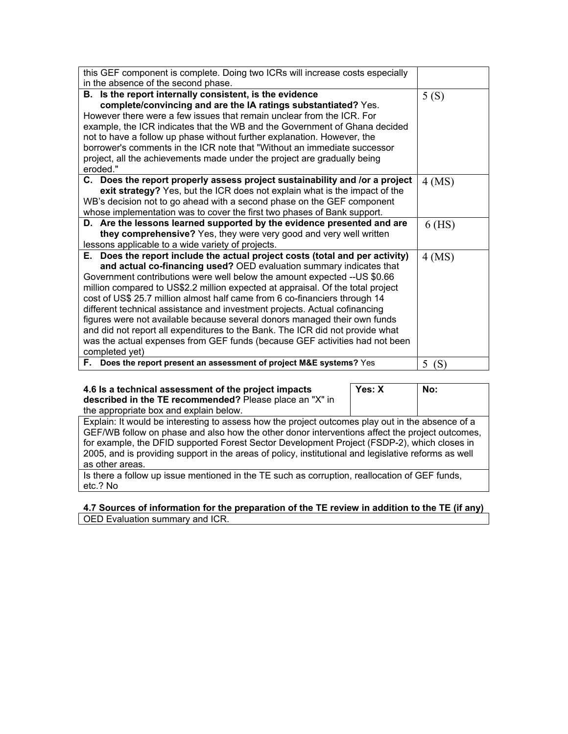| | |
|---|---|
| this GEF component is complete. Doing two ICRs will increase costs especially in the absence of the second phase. | |
| **B. Is the report internally consistent, is the evidence complete/convincing and are the IA ratings substantiated?** Yes. However there were a few issues that remain unclear from the ICR. For example, the ICR indicates that the WB and the Government of Ghana decided not to have a follow up phase without further explanation. However, the borrower's comments in the ICR note that "Without an immediate successor project, all the achievements made under the project are gradually being eroded." | 5 (S) |
| **C. Does the report properly assess project sustainability and /or a project exit strategy?** Yes, but the ICR does not explain what is the impact of the WB's decision not to go ahead with a second phase on the GEF component whose implementation was to cover the first two phases of Bank support. | 4 (MS) |
| **D. Are the lessons learned supported by the evidence presented and are they comprehensive?** Yes, they were very good and very well written lessons applicable to a wide variety of projects. | 6 (HS) |
| **E. Does the report include the actual project costs (total and per activity) and actual co-financing used?** OED evaluation summary indicates that Government contributions were well below the amount expected --US $0.66 million compared to US$2.2 million expected at appraisal. Of the total project cost of US$ 25.7 million almost half came from 6 co-financiers through 14 different technical assistance and investment projects. Actual cofinancing figures were not available because several donors managed their own funds and did not report all expenditures to the Bank. The ICR did not provide what was the actual expenses from GEF funds (because GEF activities had not been completed yet) | 4 (MS) |
| **F. Does the report present an assessment of project M&E systems?** Yes | 5 (S) |

| **4.6 Is a technical assessment of the project impacts described in the TE recommended?** Please place an "X" in the appropriate box and explain below. | **Yes: X** | **No:** |
|---|---|---|
| Explain: It would be interesting to assess how the project outcomes play out in the absence of a GEF/WB follow on phase and also how the other donor interventions affect the project outcomes, for example, the DFID supported Forest Sector Development Project (FSDP-2), which closes in 2005, and is providing support in the areas of policy, institutional and legislative reforms as well as other areas. | | |
| Is there a follow up issue mentioned in the TE such as corruption, reallocation of GEF funds, etc.? No | | |

**4.7 Sources of information for the preparation of the TE review in addition to the TE (if any)**

OED Evaluation summary and ICR.